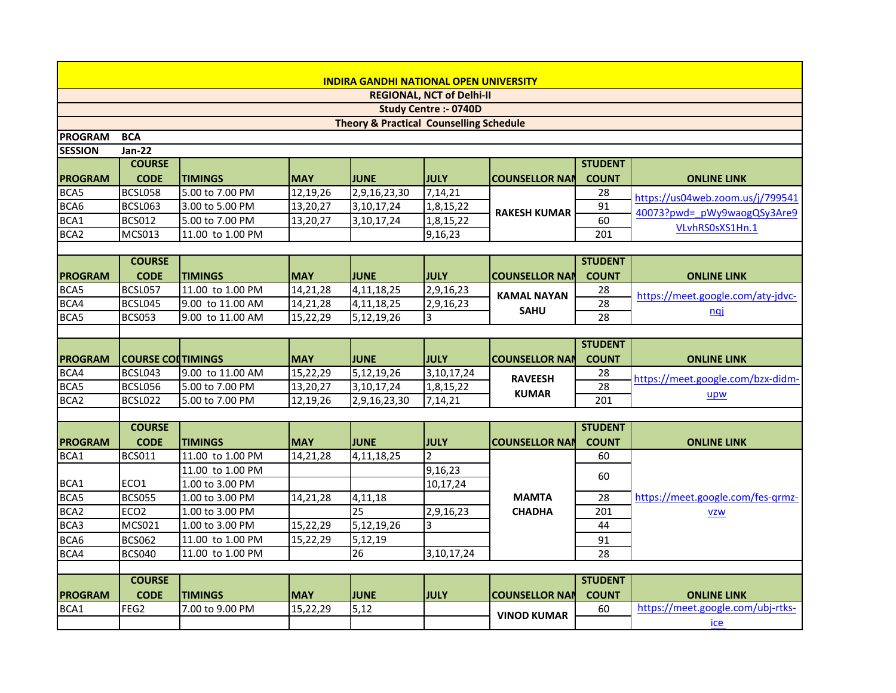**INDIRA GANDHI NATIONAL OPEN UNIVERSITY**

**REGIONAL, NCT of Delhi-II**

**Study Centre :- 0740D**

**Theory & Practical Counselling Schedule**

**PROGRAM** BCA

**SESSION** Jan-22

| PROGRAM | COURSE CODE | TIMINGS | MAY | JUNE | JULY | COUNSELLOR NAM | STUDENT COUNT | ONLINE LINK |
|---|---|---|---|---|---|---|---|---|
| BCA5 | BCSL058 | 5.00 to 7.00 PM | 12,19,26 | 2,9,16,23,30 | 7,14,21 | RAKESH KUMAR | 28 | https://us04web.zoom.us/j/79954140073?pwd=_pWy9waogQSy3Are9VLvhRS0sXS1Hn.1 |
| BCA6 | BCSL063 | 3.00 to 5.00 PM | 13,20,27 | 3,10,17,24 | 1,8,15,22 | | 91 | |
| BCA1 | BCS012 | 5.00 to 7.00 PM | 13,20,27 | 3,10,17,24 | 1,8,15,22 | | 60 | |
| BCA2 | MCS013 | 11.00 to 1.00 PM | | | 9,16,23 | | 201 | |

| PROGRAM | COURSE CODE | TIMINGS | MAY | JUNE | JULY | COUNSELLOR NAM | STUDENT COUNT | ONLINE LINK |
|---|---|---|---|---|---|---|---|---|
| BCA5 | BCSL057 | 11.00 to 1.00 PM | 14,21,28 | 4,11,18,25 | 2,9,16,23 | KAMAL NAYAN SAHU | 28 | https://meet.google.com/aty-jdvc-nqj |
| BCA4 | BCSL045 | 9.00 to 11.00 AM | 14,21,28 | 4,11,18,25 | 2,9,16,23 | | 28 | |
| BCA5 | BCS053 | 9.00 to 11.00 AM | 15,22,29 | 5,12,19,26 | 3 | | 28 | |

| PROGRAM | COURSE COD | TIMINGS | MAY | JUNE | JULY | COUNSELLOR NAM | STUDENT COUNT | ONLINE LINK |
|---|---|---|---|---|---|---|---|---|
| BCA4 | BCSL043 | 9.00 to 11.00 AM | 15,22,29 | 5,12,19,26 | 3,10,17,24 | RAVEESH KUMAR | 28 | https://meet.google.com/bzx-didm-upw |
| BCA5 | BCSL056 | 5.00 to 7.00 PM | 13,20,27 | 3,10,17,24 | 1,8,15,22 | | 28 | |
| BCA2 | BCSL022 | 5.00 to 7.00 PM | 12,19,26 | 2,9,16,23,30 | 7,14,21 | | 201 | |

| PROGRAM | COURSE CODE | TIMINGS | MAY | JUNE | JULY | COUNSELLOR NAM | STUDENT COUNT | ONLINE LINK |
|---|---|---|---|---|---|---|---|---|
| BCA1 | BCS011 | 11.00 to 1.00 PM | 14,21,28 | 4,11,18,25 | 2 | MAMTA CHADHA | 60 | https://meet.google.com/fes-qrmz-vzw |
| BCA1 | ECO1 | 11.00 to 1.00 PM | | | 9,16,23 | | 60 | |
| | | 1.00 to 3.00 PM | | | 10,17,24 | | | |
| BCA5 | BCS055 | 1.00 to 3.00 PM | 14,21,28 | 4,11,18 | | | 28 | |
| BCA2 | ECO2 | 1.00 to 3.00 PM | | 25 | 2,9,16,23 | | 201 | |
| BCA3 | MCS021 | 1.00 to 3.00 PM | 15,22,29 | 5,12,19,26 | 3 | | 44 | |
| BCA6 | BCS062 | 11.00 to 1.00 PM | 15,22,29 | 5,12,19 | | | 91 | |
| BCA4 | BCS040 | 11.00 to 1.00 PM | | 26 | 3,10,17,24 | | 28 | |

| PROGRAM | COURSE CODE | TIMINGS | MAY | JUNE | JULY | COUNSELLOR NAM | STUDENT COUNT | ONLINE LINK |
|---|---|---|---|---|---|---|---|---|
| BCA1 | FEG2 | 7.00 to 9.00 PM | 15,22,29 | 5,12 | | VINOD KUMAR | 60 | https://meet.google.com/ubj-rtks-ice |
| | | | | | | | | |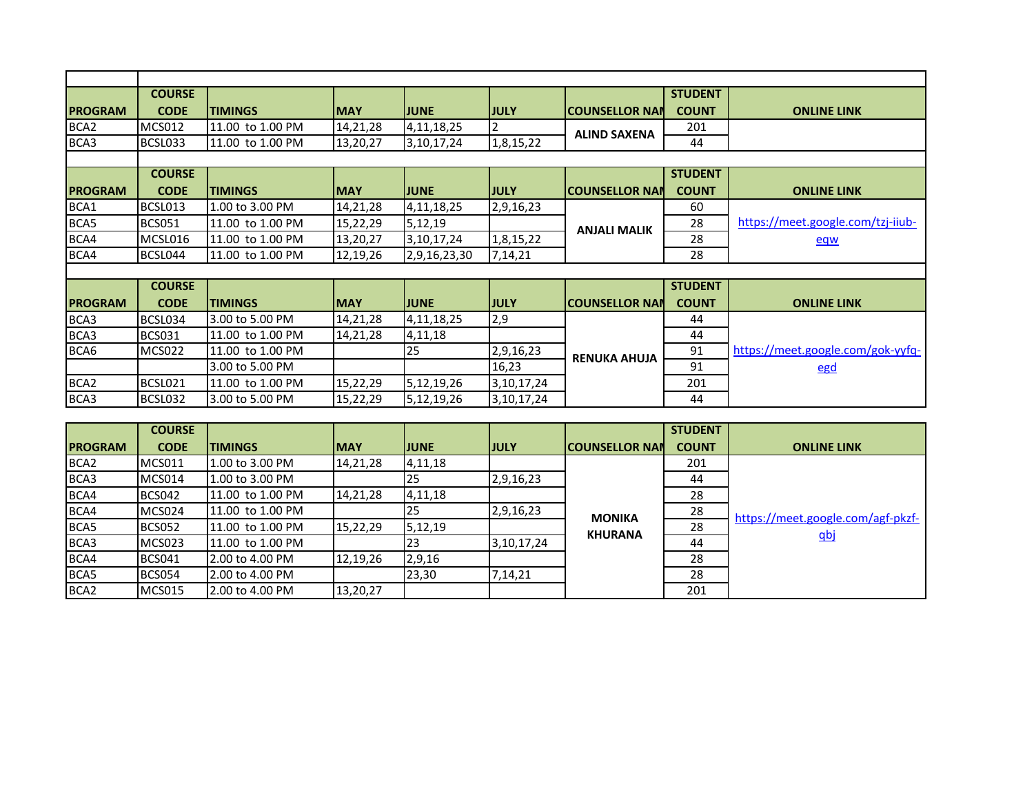| PROGRAM | COURSE CODE | TIMINGS | MAY | JUNE | JULY | COUNSELLOR NAME | STUDENT COUNT | ONLINE LINK |
|---|---|---|---|---|---|---|---|---|
| BCA2 | MCS012 | 11.00 to 1.00 PM | 14,21,28 | 4,11,18,25 | 2 | ALIND SAXENA | 201 | |
| BCA3 | BCSL033 | 11.00 to 1.00 PM | 13,20,27 | 3,10,17,24 | 1,8,15,22 | | 44 | |

| PROGRAM | COURSE CODE | TIMINGS | MAY | JUNE | JULY | COUNSELLOR NAME | STUDENT COUNT | ONLINE LINK |
|---|---|---|---|---|---|---|---|---|
| BCA1 | BCSL013 | 1.00 to 3.00 PM | 14,21,28 | 4,11,18,25 | 2,9,16,23 | ANJALI MALIK | 60 | https://meet.google.com/tzj-iiub-eqw |
| BCA5 | BCS051 | 11.00 to 1.00 PM | 15,22,29 | 5,12,19 | | | 28 | |
| BCA4 | MCSL016 | 11.00 to 1.00 PM | 13,20,27 | 3,10,17,24 | 1,8,15,22 | | 28 | |
| BCA4 | BCSL044 | 11.00 to 1.00 PM | 12,19,26 | 2,9,16,23,30 | 7,14,21 | | 28 | |

| PROGRAM | COURSE CODE | TIMINGS | MAY | JUNE | JULY | COUNSELLOR NAME | STUDENT COUNT | ONLINE LINK |
|---|---|---|---|---|---|---|---|---|
| BCA3 | BCSL034 | 3.00 to 5.00 PM | 14,21,28 | 4,11,18,25 | 2,9 | RENUKA AHUJA | 44 | https://meet.google.com/gok-yyfq-egd |
| BCA3 | BCS031 | 11.00 to 1.00 PM | 14,21,28 | 4,11,18 | | | 44 | |
| BCA6 | MCS022 | 11.00 to 1.00 PM | | 25 | 2,9,16,23 | | 91 | |
| | | 3.00 to 5.00 PM | | | 16,23 | | 91 | |
| BCA2 | BCSL021 | 11.00 to 1.00 PM | 15,22,29 | 5,12,19,26 | 3,10,17,24 | | 201 | |
| BCA3 | BCSL032 | 3.00 to 5.00 PM | 15,22,29 | 5,12,19,26 | 3,10,17,24 | | 44 | |

| PROGRAM | COURSE CODE | TIMINGS | MAY | JUNE | JULY | COUNSELLOR NAME | STUDENT COUNT | ONLINE LINK |
|---|---|---|---|---|---|---|---|---|
| BCA2 | MCS011 | 1.00 to 3.00 PM | 14,21,28 | 4,11,18 | | MONIKA KHURANA | 201 | https://meet.google.com/agf-pkzf-qbj |
| BCA3 | MCS014 | 1.00 to 3.00 PM | | 25 | 2,9,16,23 | | 44 | |
| BCA4 | BCS042 | 11.00 to 1.00 PM | 14,21,28 | 4,11,18 | | | 28 | |
| BCA4 | MCS024 | 11.00 to 1.00 PM | | 25 | 2,9,16,23 | | 28 | |
| BCA5 | BCS052 | 11.00 to 1.00 PM | 15,22,29 | 5,12,19 | | | 28 | |
| BCA3 | MCS023 | 11.00 to 1.00 PM | | 23 | 3,10,17,24 | | 44 | |
| BCA4 | BCS041 | 2.00 to 4.00 PM | 12,19,26 | 2,9,16 | | | 28 | |
| BCA5 | BCS054 | 2.00 to 4.00 PM | | 23,30 | 7,14,21 | | 28 | |
| BCA2 | MCS015 | 2.00 to 4.00 PM | 13,20,27 | | | | 201 | |